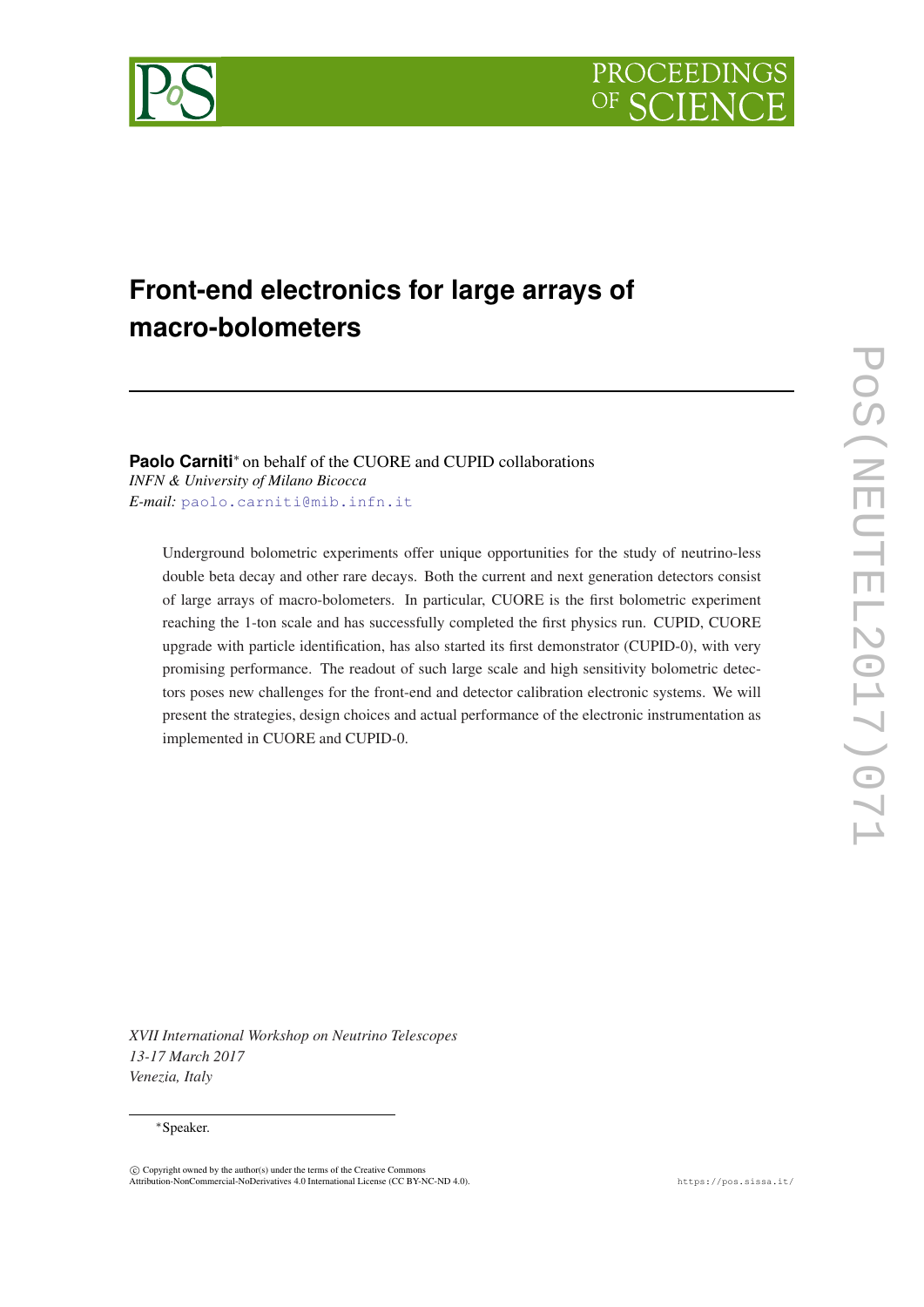# Front-end electronics for large arrays of macro-bolometers

**Paolo Carniti**[*] on behalf of the CUORE and CUPID collaborations
*INFN & University of Milano Bicocca*
*E-mail:* paolo.carniti@mib.infn.it

Underground bolometric experiments offer unique opportunities for the study of neutrino-less double beta decay and other rare decays. Both the current and next generation detectors consist of large arrays of macro-bolometers. In particular, CUORE is the first bolometric experiment reaching the 1-ton scale and has successfully completed the first physics run. CUPID, CUORE upgrade with particle identification, has also started its first demonstrator (CUPID-0), with very promising performance. The readout of such large scale and high sensitivity bolometric detectors poses new challenges for the front-end and detector calibration electronic systems. We will present the strategies, design choices and actual performance of the electronic instrumentation as implemented in CUORE and CUPID-0.

*XVII International Workshop on Neutrino Telescopes*
*13-17 March 2017*
*Venezia, Italy*

[*]Speaker.

© Copyright owned by the author(s) under the terms of the Creative Commons Attribution-NonCommercial-NoDerivatives 4.0 International License (CC BY-NC-ND 4.0).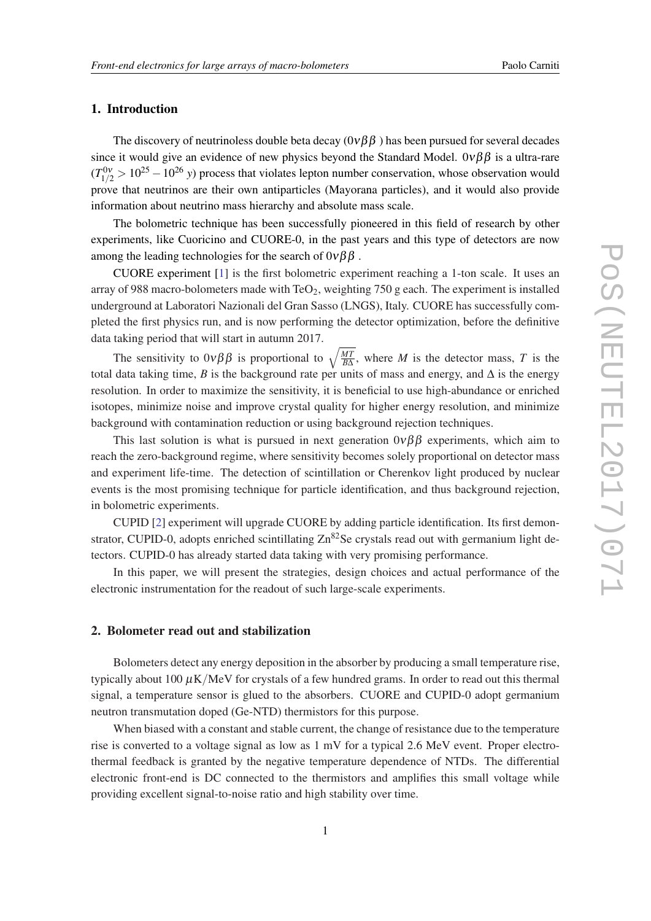## 1. Introduction

The discovery of neutrinoless double beta decay ($0\nu\beta\beta$ ) has been pursued for several decades since it would give an evidence of new physics beyond the Standard Model. $0\nu\beta\beta$ is a ultra-rare ($T^{0\nu}_{1/2} > 10^{25} - 10^{26}$ *y*) process that violates lepton number conservation, whose observation would prove that neutrinos are their own antiparticles (Mayorana particles), and it would also provide information about neutrino mass hierarchy and absolute mass scale.

The bolometric technique has been successfully pioneered in this field of research by other experiments, like Cuoricino and CUORE-0, in the past years and this type of detectors are now among the leading technologies for the search of $0\nu\beta\beta$ .

CUORE experiment [1] is the first bolometric experiment reaching a 1-ton scale. It uses an array of 988 macro-bolometers made with $TeO_2$, weighting 750 g each. The experiment is installed underground at Laboratori Nazionali del Gran Sasso (LNGS), Italy. CUORE has successfully completed the first physics run, and is now performing the detector optimization, before the definitive data taking period that will start in autumn 2017.

The sensitivity to $0\nu\beta\beta$ is proportional to $\sqrt{\frac{MT}{B\Delta}}$, where $M$ is the detector mass, $T$ is the total data taking time, $B$ is the background rate per units of mass and energy, and $\Delta$ is the energy resolution. In order to maximize the sensitivity, it is beneficial to use high-abundance or enriched isotopes, minimize noise and improve crystal quality for higher energy resolution, and minimize background with contamination reduction or using background rejection techniques.

This last solution is what is pursued in next generation $0\nu\beta\beta$ experiments, which aim to reach the zero-background regime, where sensitivity becomes solely proportional on detector mass and experiment life-time. The detection of scintillation or Cherenkov light produced by nuclear events is the most promising technique for particle identification, and thus background rejection, in bolometric experiments.

CUPID [2] experiment will upgrade CUORE by adding particle identification. Its first demonstrator, CUPID-0, adopts enriched scintillating $Zn^{82}Se$ crystals read out with germanium light detectors. CUPID-0 has already started data taking with very promising performance.

In this paper, we will present the strategies, design choices and actual performance of the electronic instrumentation for the readout of such large-scale experiments.

## 2. Bolometer read out and stabilization

Bolometers detect any energy deposition in the absorber by producing a small temperature rise, typically about 100 $\mu$K/MeV for crystals of a few hundred grams. In order to read out this thermal signal, a temperature sensor is glued to the absorbers. CUORE and CUPID-0 adopt germanium neutron transmutation doped (Ge-NTD) thermistors for this purpose.

When biased with a constant and stable current, the change of resistance due to the temperature rise is converted to a voltage signal as low as 1 mV for a typical 2.6 MeV event. Proper electro-thermal feedback is granted by the negative temperature dependence of NTDs. The differential electronic front-end is DC connected to the thermistors and amplifies this small voltage while providing excellent signal-to-noise ratio and high stability over time.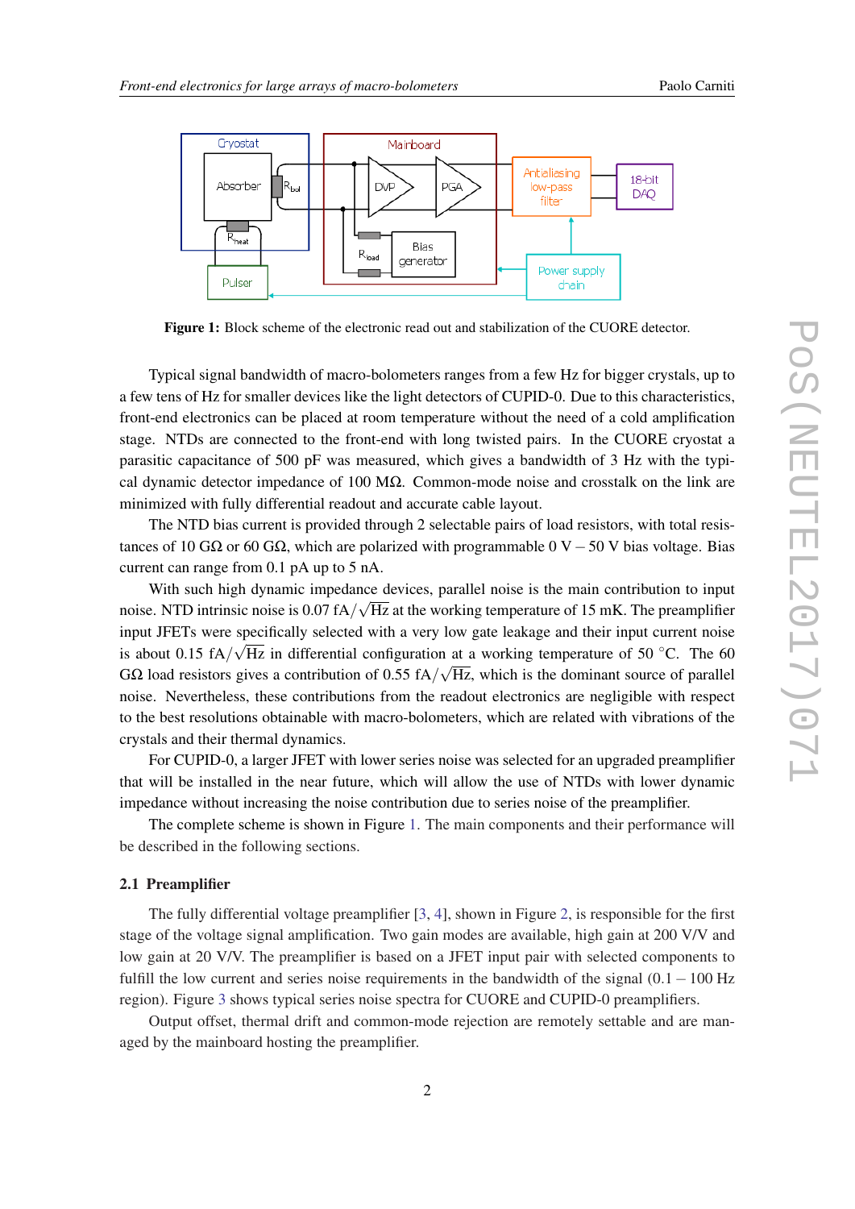**Figure 1:** Block scheme of the electronic read out and stabilization of the CUORE detector.

Typical signal bandwidth of macro-bolometers ranges from a few Hz for bigger crystals, up to a few tens of Hz for smaller devices like the light detectors of CUPID-0. Due to this characteristics, front-end electronics can be placed at room temperature without the need of a cold amplification stage. NTDs are connected to the front-end with long twisted pairs. In the CUORE cryostat a parasitic capacitance of 500 pF was measured, which gives a bandwidth of 3 Hz with the typical dynamic detector impedance of 100 MΩ. Common-mode noise and crosstalk on the link are minimized with fully differential readout and accurate cable layout.

The NTD bias current is provided through 2 selectable pairs of load resistors, with total resistances of 10 GΩ or 60 GΩ, which are polarized with programmable 0 V – 50 V bias voltage. Bias current can range from 0.1 pA up to 5 nA.

With such high dynamic impedance devices, parallel noise is the main contribution to input noise. NTD intrinsic noise is 0.07 fA/$\sqrt{\text{Hz}}$ at the working temperature of 15 mK. The preamplifier input JFETs were specifically selected with a very low gate leakage and their input current noise is about 0.15 fA/$\sqrt{\text{Hz}}$ in differential configuration at a working temperature of 50 °C. The 60 GΩ load resistors gives a contribution of 0.55 fA/$\sqrt{\text{Hz}}$, which is the dominant source of parallel noise. Nevertheless, these contributions from the readout electronics are negligible with respect to the best resolutions obtainable with macro-bolometers, which are related with vibrations of the crystals and their thermal dynamics.

For CUPID-0, a larger JFET with lower series noise was selected for an upgraded preamplifier that will be installed in the near future, which will allow the use of NTDs with lower dynamic impedance without increasing the noise contribution due to series noise of the preamplifier.

The complete scheme is shown in Figure 1. The main components and their performance will be described in the following sections.

## 2.1 Preamplifier

The fully differential voltage preamplifier [3, 4], shown in Figure 2, is responsible for the first stage of the voltage signal amplification. Two gain modes are available, high gain at 200 V/V and low gain at 20 V/V. The preamplifier is based on a JFET input pair with selected components to fulfill the low current and series noise requirements in the bandwidth of the signal (0.1 – 100 Hz region). Figure 3 shows typical series noise spectra for CUORE and CUPID-0 preamplifiers.

Output offset, thermal drift and common-mode rejection are remotely settable and are managed by the mainboard hosting the preamplifier.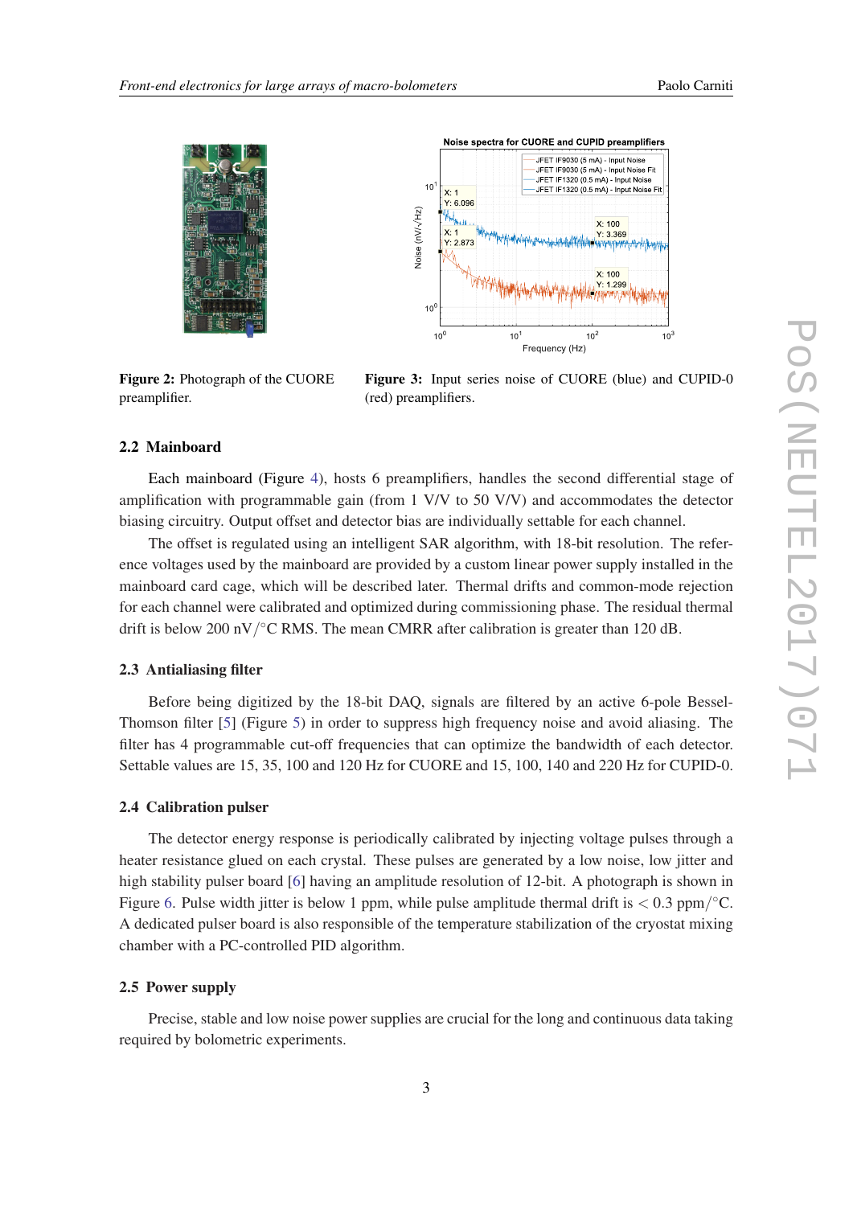**Figure 2:** Photograph of the CUORE preamplifier.

**Figure 3:** Input series noise of CUORE (blue) and CUPID-0 (red) preamplifiers.

### 2.2 Mainboard

Each mainboard (Figure 4), hosts 6 preamplifiers, handles the second differential stage of amplification with programmable gain (from 1 V/V to 50 V/V) and accommodates the detector biasing circuitry. Output offset and detector bias are individually settable for each channel.

The offset is regulated using an intelligent SAR algorithm, with 18-bit resolution. The reference voltages used by the mainboard are provided by a custom linear power supply installed in the mainboard card cage, which will be described later. Thermal drifts and common-mode rejection for each channel were calibrated and optimized during commissioning phase. The residual thermal drift is below 200 nV/°C RMS. The mean CMRR after calibration is greater than 120 dB.

### 2.3 Antialiasing filter

Before being digitized by the 18-bit DAQ, signals are filtered by an active 6-pole Bessel-Thomson filter [5] (Figure 5) in order to suppress high frequency noise and avoid aliasing. The filter has 4 programmable cut-off frequencies that can optimize the bandwidth of each detector. Settable values are 15, 35, 100 and 120 Hz for CUORE and 15, 100, 140 and 220 Hz for CUPID-0.

### 2.4 Calibration pulser

The detector energy response is periodically calibrated by injecting voltage pulses through a heater resistance glued on each crystal. These pulses are generated by a low noise, low jitter and high stability pulser board [6] having an amplitude resolution of 12-bit. A photograph is shown in Figure 6. Pulse width jitter is below 1 ppm, while pulse amplitude thermal drift is $< 0.3$ ppm/°C. A dedicated pulser board is also responsible of the temperature stabilization of the cryostat mixing chamber with a PC-controlled PID algorithm.

### 2.5 Power supply

Precise, stable and low noise power supplies are crucial for the long and continuous data taking required by bolometric experiments.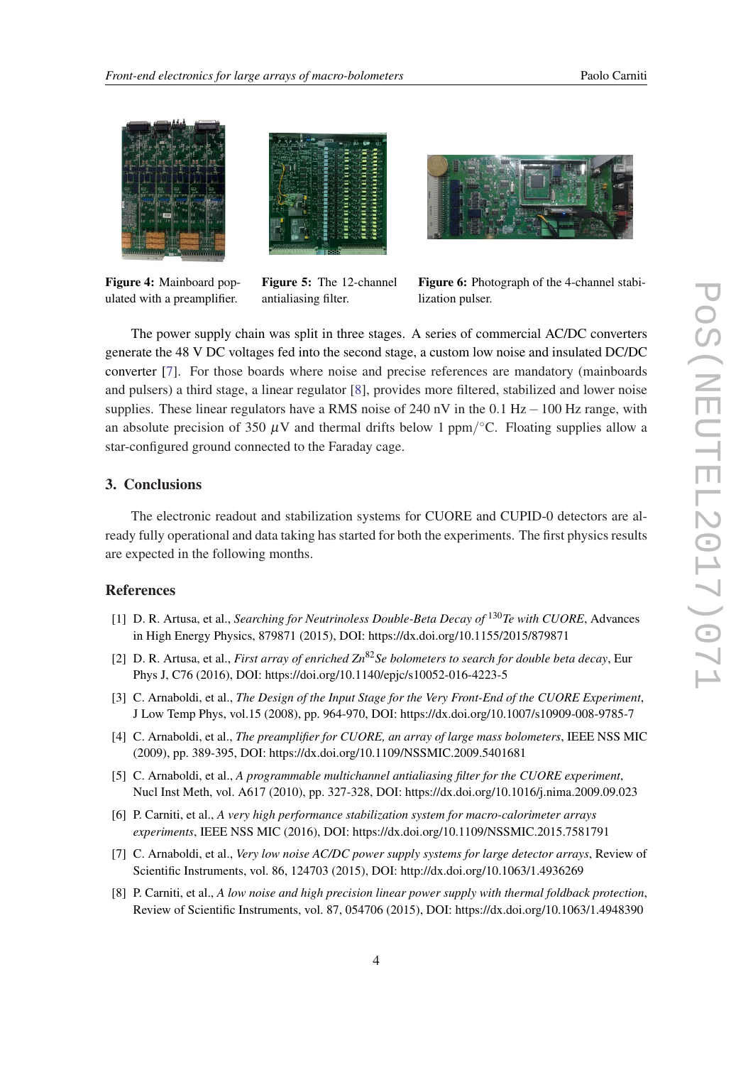**Figure 4:** Mainboard populated with a preamplifier.

**Figure 5:** The 12-channel antialiasing filter.

**Figure 6:** Photograph of the 4-channel stabilization pulser.

The power supply chain was split in three stages. A series of commercial AC/DC converters generate the 48 V DC voltages fed into the second stage, a custom low noise and insulated DC/DC converter [7]. For those boards where noise and precise references are mandatory (mainboards and pulsers) a third stage, a linear regulator [8], provides more filtered, stabilized and lower noise supplies. These linear regulators have a RMS noise of 240 nV in the 0.1 Hz – 100 Hz range, with an absolute precision of 350 $\mu$V and thermal drifts below 1 ppm/°C. Floating supplies allow a star-configured ground connected to the Faraday cage.

## 3. Conclusions

The electronic readout and stabilization systems for CUORE and CUPID-0 detectors are already fully operational and data taking has started for both the experiments. The first physics results are expected in the following months.

## References

[1] D. R. Artusa, et al., *Searching for Neutrinoless Double-Beta Decay of $^{130}$Te with CUORE*, Advances in High Energy Physics, 879871 (2015), DOI: https://dx.doi.org/10.1155/2015/879871

[2] D. R. Artusa, et al., *First array of enriched Zn$^{82}$Se bolometers to search for double beta decay*, Eur Phys J, C76 (2016), DOI: https://doi.org/10.1140/epjc/s10052-016-4223-5

[3] C. Arnaboldi, et al., *The Design of the Input Stage for the Very Front-End of the CUORE Experiment*, J Low Temp Phys, vol.15 (2008), pp. 964-970, DOI: https://dx.doi.org/10.1007/s10909-008-9785-7

[4] C. Arnaboldi, et al., *The preamplifier for CUORE, an array of large mass bolometers*, IEEE NSS MIC (2009), pp. 389-395, DOI: https://dx.doi.org/10.1109/NSSMIC.2009.5401681

[5] C. Arnaboldi, et al., *A programmable multichannel antialiasing filter for the CUORE experiment*, Nucl Inst Meth, vol. A617 (2010), pp. 327-328, DOI: https://dx.doi.org/10.1016/j.nima.2009.09.023

[6] P. Carniti, et al., *A very high performance stabilization system for macro-calorimeter arrays experiments*, IEEE NSS MIC (2016), DOI: https://dx.doi.org/10.1109/NSSMIC.2015.7581791

[7] C. Arnaboldi, et al., *Very low noise AC/DC power supply systems for large detector arrays*, Review of Scientific Instruments, vol. 86, 124703 (2015), DOI: http://dx.doi.org/10.1063/1.4936269

[8] P. Carniti, et al., *A low noise and high precision linear power supply with thermal foldback protection*, Review of Scientific Instruments, vol. 87, 054706 (2015), DOI: https://dx.doi.org/10.1063/1.4948390